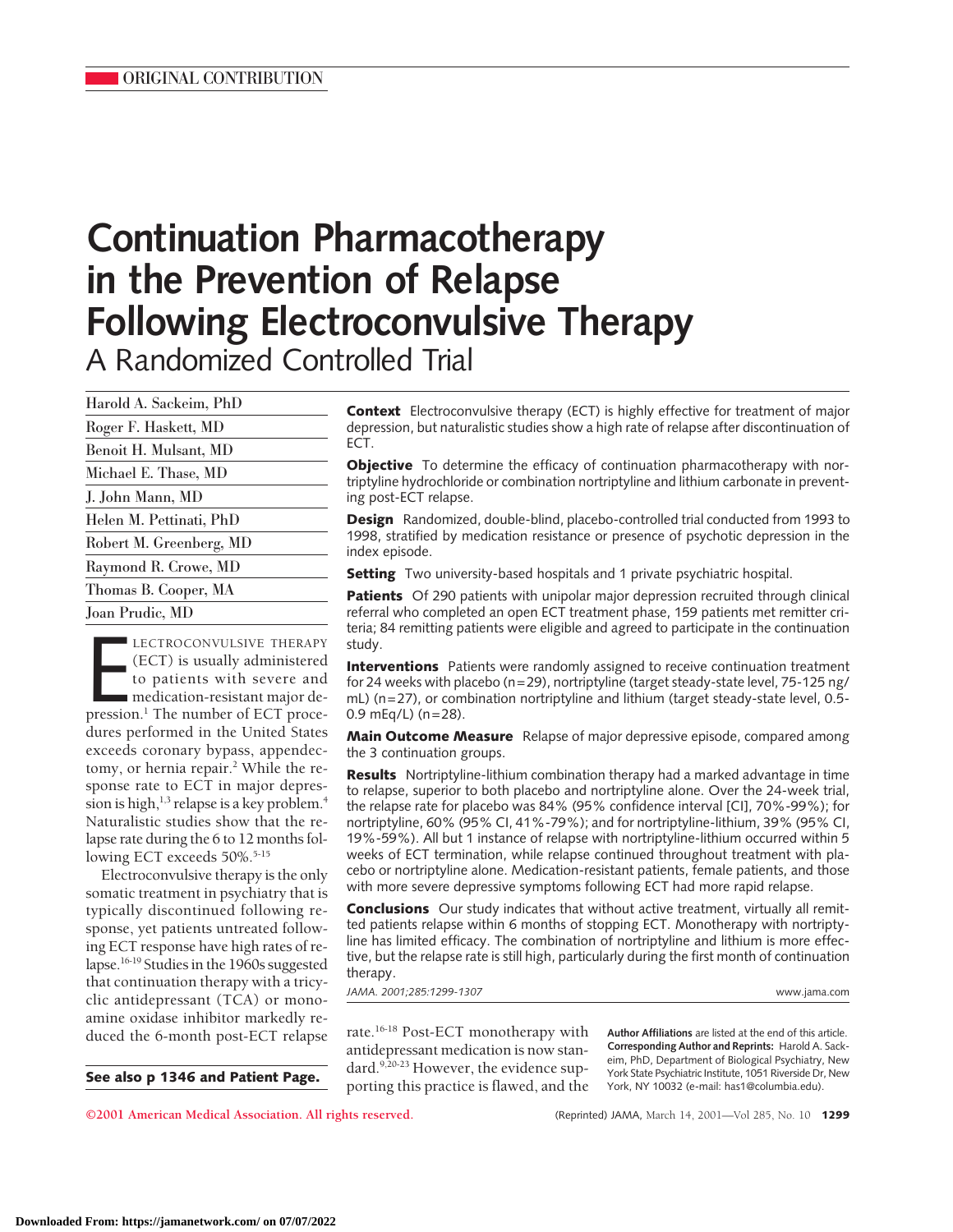ORIGINAL CONTRIBUTION

# Continuation Pharmacotherapy in the Prevention of Relapse Following Electroconvulsive Therapy

## A Randomized Controlled Trial

Harold A. Sackeim, PhD
Roger F. Haskett, MD
Benoit H. Mulsant, MD
Michael E. Thase, MD
J. John Mann, MD
Helen M. Pettinati, PhD
Robert M. Greenberg, MD
Raymond R. Crowe, MD
Thomas B. Cooper, MA
Joan Prudic, MD

**Context** Electroconvulsive therapy (ECT) is highly effective for treatment of major depression, but naturalistic studies show a high rate of relapse after discontinuation of ECT.

**Objective** To determine the efficacy of continuation pharmacotherapy with nortriptyline hydrochloride or combination nortriptyline and lithium carbonate in preventing post-ECT relapse.

**Design** Randomized, double-blind, placebo-controlled trial conducted from 1993 to 1998, stratified by medication resistance or presence of psychotic depression in the index episode.

**Setting** Two university-based hospitals and 1 private psychiatric hospital.

**Patients** Of 290 patients with unipolar major depression recruited through clinical referral who completed an open ECT treatment phase, 159 patients met remitter criteria; 84 remitting patients were eligible and agreed to participate in the continuation study.

**Interventions** Patients were randomly assigned to receive continuation treatment for 24 weeks with placebo (n=29), nortriptyline (target steady-state level, 75-125 ng/mL) (n=27), or combination nortriptyline and lithium (target steady-state level, 0.5-0.9 mEq/L) (n=28).

**Main Outcome Measure** Relapse of major depressive episode, compared among the 3 continuation groups.

**Results** Nortriptyline-lithium combination therapy had a marked advantage in time to relapse, superior to both placebo and nortriptyline alone. Over the 24-week trial, the relapse rate for placebo was 84% (95% confidence interval [CI], 70%-99%); for nortriptyline, 60% (95% CI, 41%-79%); and for nortriptyline-lithium, 39% (95% CI, 19%-59%). All but 1 instance of relapse with nortriptyline-lithium occurred within 5 weeks of ECT termination, while relapse continued throughout treatment with placebo or nortriptyline alone. Medication-resistant patients, female patients, and those with more severe depressive symptoms following ECT had more rapid relapse.

**Conclusions** Our study indicates that without active treatment, virtually all remitted patients relapse within 6 months of stopping ECT. Monotherapy with nortriptyline has limited efficacy. The combination of nortriptyline and lithium is more effective, but the relapse rate is still high, particularly during the first month of continuation therapy.

*JAMA. 2001;285:1299-1307* www.jama.com

ELECTROCONVULSIVE THERAPY (ECT) is usually administered to patients with severe and medication-resistant major depression.[1] The number of ECT procedures performed in the United States exceeds coronary bypass, appendectomy, or hernia repair.[2] While the response rate to ECT in major depression is high,[1,3] relapse is a key problem.[4] Naturalistic studies show that the relapse rate during the 6 to 12 months following ECT exceeds 50%.[5-15]

Electroconvulsive therapy is the only somatic treatment in psychiatry that is typically discontinued following response, yet patients untreated following ECT response have high rates of relapse.[16-19] Studies in the 1960s suggested that continuation therapy with a tricyclic antidepressant (TCA) or monoamine oxidase inhibitor markedly reduced the 6-month post-ECT relapse rate.[16-18] Post-ECT monotherapy with antidepressant medication is now standard.[9,20-23] However, the evidence supporting this practice is flawed, and the

**See also p 1346 and Patient Page.**

**Author Affiliations** are listed at the end of this article.
**Corresponding Author and Reprints:** Harold A. Sackeim, PhD, Department of Biological Psychiatry, New York State Psychiatric Institute, 1051 Riverside Dr, New York, NY 10032 (e-mail: has1@columbia.edu).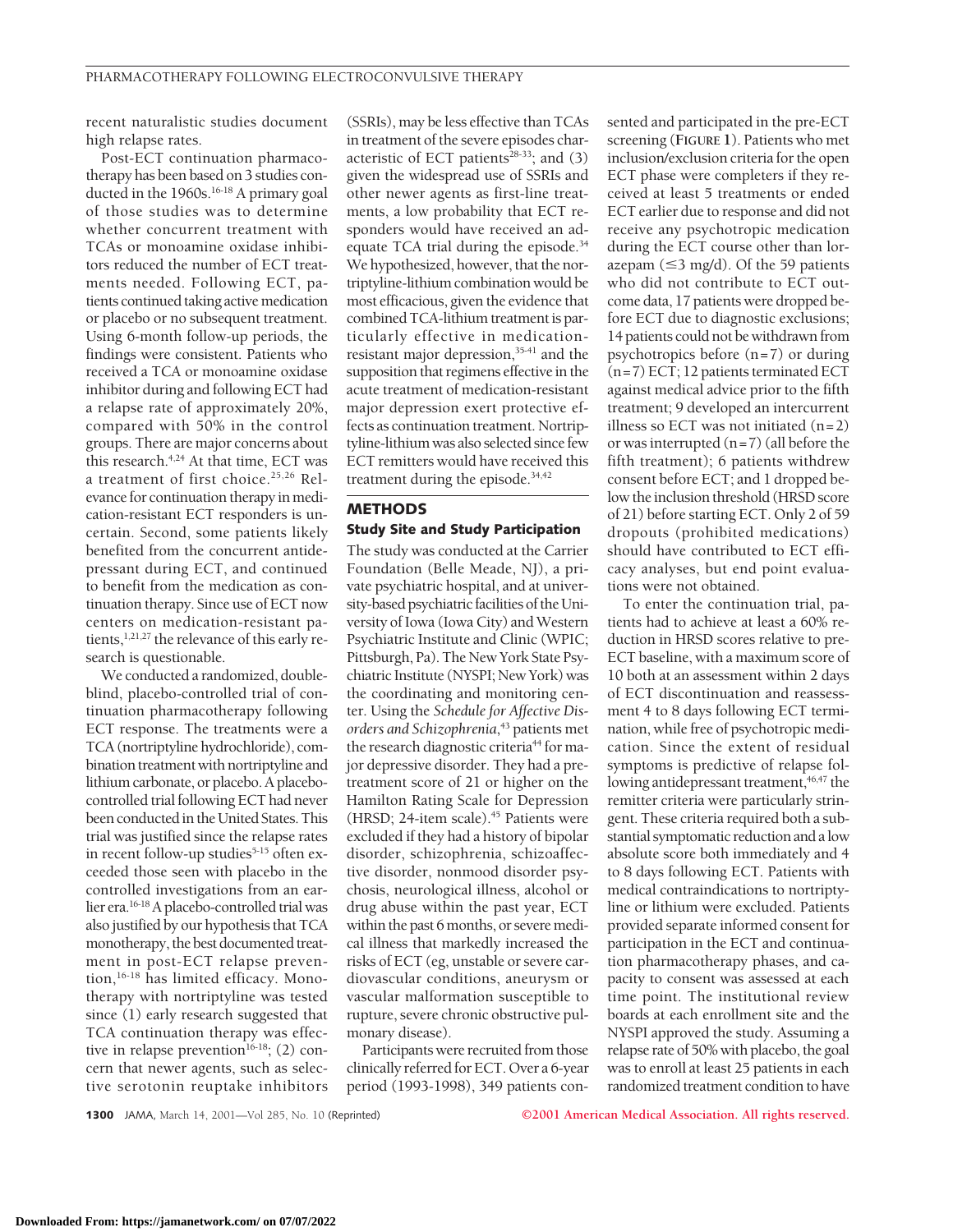recent naturalistic studies document high relapse rates.

Post-ECT continuation pharmacotherapy has been based on 3 studies conducted in the 1960s.[16-18] A primary goal of those studies was to determine whether concurrent treatment with TCAs or monoamine oxidase inhibitors reduced the number of ECT treatments needed. Following ECT, patients continued taking active medication or placebo or no subsequent treatment. Using 6-month follow-up periods, the findings were consistent. Patients who received a TCA or monoamine oxidase inhibitor during and following ECT had a relapse rate of approximately 20%, compared with 50% in the control groups. There are major concerns about this research.[4,24] At that time, ECT was a treatment of first choice.[25,26] Relevance for continuation therapy in medication-resistant ECT responders is uncertain. Second, some patients likely benefited from the concurrent antidepressant during ECT, and continued to benefit from the medication as continuation therapy. Since use of ECT now centers on medication-resistant patients,[1,21,27] the relevance of this early research is questionable.

We conducted a randomized, double-blind, placebo-controlled trial of continuation pharmacotherapy following ECT response. The treatments were a TCA (nortriptyline hydrochloride), combination treatment with nortriptyline and lithium carbonate, or placebo. A placebo-controlled trial following ECT had never been conducted in the United States. This trial was justified since the relapse rates in recent follow-up studies[5-15] often exceeded those seen with placebo in the controlled investigations from an earlier era.[16-18] A placebo-controlled trial was also justified by our hypothesis that TCA monotherapy, the best documented treatment in post-ECT relapse prevention,[16-18] has limited efficacy. Monotherapy with nortriptyline was tested since (1) early research suggested that TCA continuation therapy was effective in relapse prevention[16-18]; (2) concern that newer agents, such as selective serotonin reuptake inhibitors (SSRIs), may be less effective than TCAs in treatment of the severe episodes characteristic of ECT patients[28-33]; and (3) given the widespread use of SSRIs and other newer agents as first-line treatments, a low probability that ECT responders would have received an adequate TCA trial during the episode.[34] We hypothesized, however, that the nortriptyline-lithium combination would be most efficacious, given the evidence that combined TCA-lithium treatment is particularly effective in medication-resistant major depression,[35-41] and the supposition that regimens effective in the acute treatment of medication-resistant major depression exert protective effects as continuation treatment. Nortriptyline-lithium was also selected since few ECT remitters would have received this treatment during the episode.[34,42]

## METHODS

### Study Site and Study Participation

The study was conducted at the Carrier Foundation (Belle Meade, NJ), a private psychiatric hospital, and at university-based psychiatric facilities of the University of Iowa (Iowa City) and Western Psychiatric Institute and Clinic (WPIC; Pittsburgh, Pa). The New York State Psychiatric Institute (NYSPI; New York) was the coordinating and monitoring center. Using the *Schedule for Affective Disorders and Schizophrenia*,[43] patients met the research diagnostic criteria[44] for major depressive disorder. They had a pretreatment score of 21 or higher on the Hamilton Rating Scale for Depression (HRSD; 24-item scale).[45] Patients were excluded if they had a history of bipolar disorder, schizophrenia, schizoaffective disorder, nonmood disorder psychosis, neurological illness, alcohol or drug abuse within the past year, ECT within the past 6 months, or severe medical illness that markedly increased the risks of ECT (eg, unstable or severe cardiovascular conditions, aneurysm or vascular malformation susceptible to rupture, severe chronic obstructive pulmonary disease).

Participants were recruited from those clinically referred for ECT. Over a 6-year period (1993-1998), 349 patients consented and participated in the pre-ECT screening (**FIGURE 1**). Patients who met inclusion/exclusion criteria for the open ECT phase were completers if they received at least 5 treatments or ended ECT earlier due to response and did not receive any psychotropic medication during the ECT course other than lorazepam (≤3 mg/d). Of the 59 patients who did not contribute to ECT outcome data, 17 patients were dropped before ECT due to diagnostic exclusions; 14 patients could not be withdrawn from psychotropics before (n=7) or during (n=7) ECT; 12 patients terminated ECT against medical advice prior to the fifth treatment; 9 developed an intercurrent illness so ECT was not initiated (n=2) or was interrupted (n=7) (all before the fifth treatment); 6 patients withdrew consent before ECT; and 1 dropped below the inclusion threshold (HRSD score of 21) before starting ECT. Only 2 of 59 dropouts (prohibited medications) should have contributed to ECT efficacy analyses, but end point evaluations were not obtained.

To enter the continuation trial, patients had to achieve at least a 60% reduction in HRSD scores relative to pre-ECT baseline, with a maximum score of 10 both at an assessment within 2 days of ECT discontinuation and reassessment 4 to 8 days following ECT termination, while free of psychotropic medication. Since the extent of residual symptoms is predictive of relapse following antidepressant treatment,[46,47] the remitter criteria were particularly stringent. These criteria required both a substantial symptomatic reduction and a low absolute score both immediately and 4 to 8 days following ECT. Patients with medical contraindications to nortriptyline or lithium were excluded. Patients provided separate informed consent for participation in the ECT and continuation pharmacotherapy phases, and capacity to consent was assessed at each time point. The institutional review boards at each enrollment site and the NYSPI approved the study. Assuming a relapse rate of 50% with placebo, the goal was to enroll at least 25 patients in each randomized treatment condition to have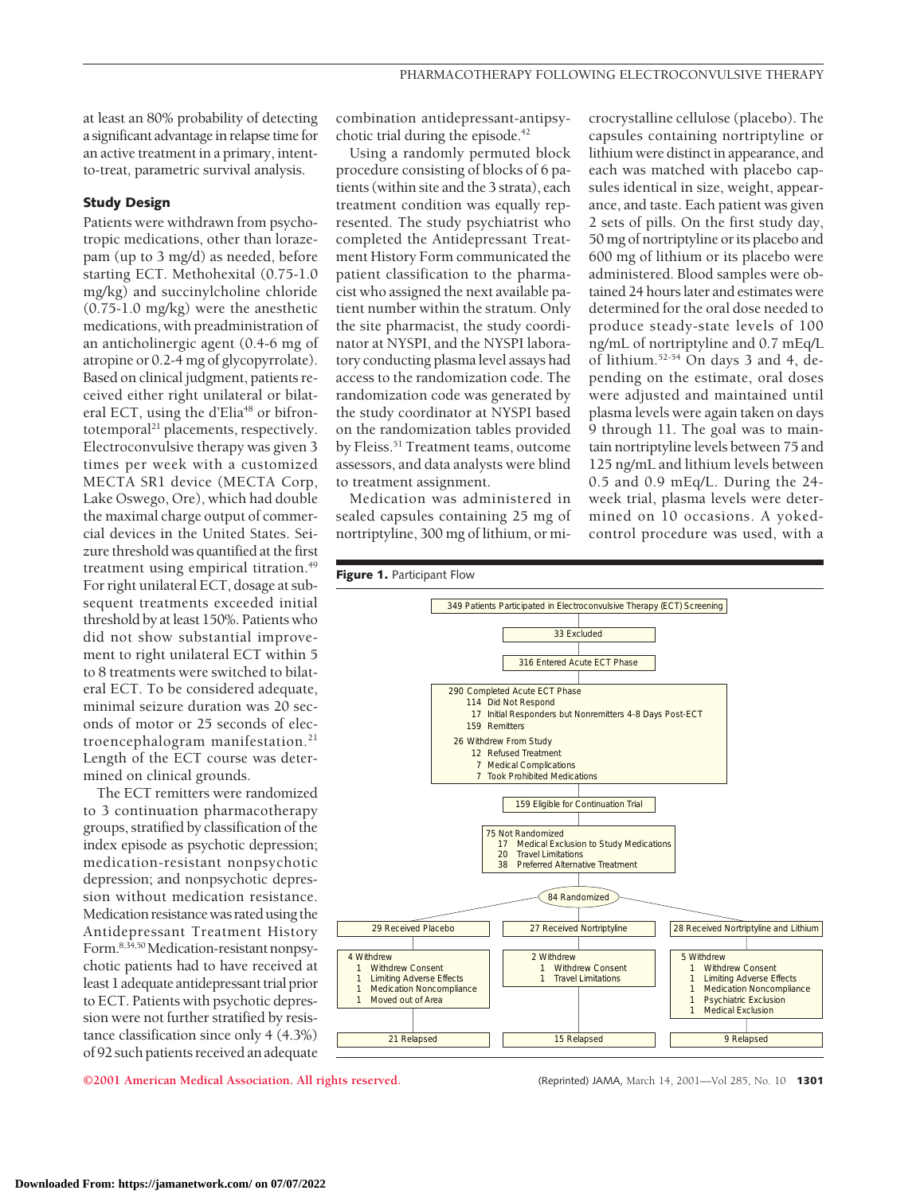at least an 80% probability of detecting a significant advantage in relapse time for an active treatment in a primary, intent-to-treat, parametric survival analysis.

### Study Design

Patients were withdrawn from psychotropic medications, other than lorazepam (up to 3 mg/d) as needed, before starting ECT. Methohexital (0.75-1.0 mg/kg) and succinylcholine chloride (0.75-1.0 mg/kg) were the anesthetic medications, with preadministration of an anticholinergic agent (0.4-6 mg of atropine or 0.2-4 mg of glycopyrrolate). Based on clinical judgment, patients received either right unilateral or bilateral ECT, using the d'Elia[48] or bifrontotemporal[21] placements, respectively. Electroconvulsive therapy was given 3 times per week with a customized MECTA SR1 device (MECTA Corp, Lake Oswego, Ore), which had double the maximal charge output of commercial devices in the United States. Seizure threshold was quantified at the first treatment using empirical titration.[49] For right unilateral ECT, dosage at subsequent treatments exceeded initial threshold by at least 150%. Patients who did not show substantial improvement to right unilateral ECT within 5 to 8 treatments were switched to bilateral ECT. To be considered adequate, minimal seizure duration was 20 seconds of motor or 25 seconds of electroencephalogram manifestation.[21] Length of the ECT course was determined on clinical grounds.

The ECT remitters were randomized to 3 continuation pharmacotherapy groups, stratified by classification of the index episode as psychotic depression; medication-resistant nonpsychotic depression; and nonpsychotic depression without medication resistance. Medication resistance was rated using the Antidepressant Treatment History Form.[8,34,50] Medication-resistant nonpsychotic patients had to have received at least 1 adequate antidepressant trial prior to ECT. Patients with psychotic depression were not further stratified by resistance classification since only 4 (4.3%) of 92 such patients received an adequate combination antidepressant-antipsychotic trial during the episode.[42]

Using a randomly permuted block procedure consisting of blocks of 6 patients (within site and the 3 strata), each treatment condition was equally represented. The study psychiatrist who completed the Antidepressant Treatment History Form communicated the patient classification to the pharmacist who assigned the next available patient number within the stratum. Only the site pharmacist, the study coordinator at NYSPI, and the NYSPI laboratory conducting plasma level assays had access to the randomization code. The randomization code was generated by the study coordinator at NYSPI based on the randomization tables provided by Fleiss.[51] Treatment teams, outcome assessors, and data analysts were blind to treatment assignment.

Medication was administered in sealed capsules containing 25 mg of nortriptyline, 300 mg of lithium, or microcrystalline cellulose (placebo). The capsules containing nortriptyline or lithium were distinct in appearance, and each was matched with placebo capsules identical in size, weight, appearance, and taste. Each patient was given 2 sets of pills. On the first study day, 50 mg of nortriptyline or its placebo and 600 mg of lithium or its placebo were administered. Blood samples were obtained 24 hours later and estimates were determined for the oral dose needed to produce steady-state levels of 100 ng/mL of nortriptyline and 0.7 mEq/L of lithium.[52-54] On days 3 and 4, depending on the estimate, oral doses were adjusted and maintained until plasma levels were again taken on days 9 through 11. The goal was to maintain nortriptyline levels between 75 and 125 ng/mL and lithium levels between 0.5 and 0.9 mEq/L. During the 24-week trial, plasma levels were determined on 10 occasions. A yoked-control procedure was used, with a

**Figure 1.** Participant Flow

349 Patients Participated in Electroconvulsive Therapy (ECT) Screening

33 Excluded

316 Entered Acute ECT Phase

290 Completed Acute ECT Phase
- 114 Did Not Respond
- 17 Initial Responders but Nonremitters 4-8 Days Post-ECT
- 159 Remitters

26 Withdrew From Study
- 12 Refused Treatment
- 7 Medical Complications
- 7 Took Prohibited Medications

159 Eligible for Continuation Trial

75 Not Randomized
- 17 Medical Exclusion to Study Medications
- 20 Travel Limitations
- 38 Preferred Alternative Treatment

84 Randomized

| 29 Received Placebo | 27 Received Nortriptyline | 28 Received Nortriptyline and Lithium |
|---|---|---|
| 4 Withdrew<br>1 Withdrew Consent<br>1 Limiting Adverse Effects<br>1 Medication Noncompliance<br>1 Moved out of Area | 2 Withdrew<br>1 Withdrew Consent<br>1 Travel Limitations | 5 Withdrew<br>1 Withdrew Consent<br>1 Limiting Adverse Effects<br>1 Medication Noncompliance<br>1 Psychiatric Exclusion<br>1 Medical Exclusion |
| 21 Relapsed | 15 Relapsed | 9 Relapsed |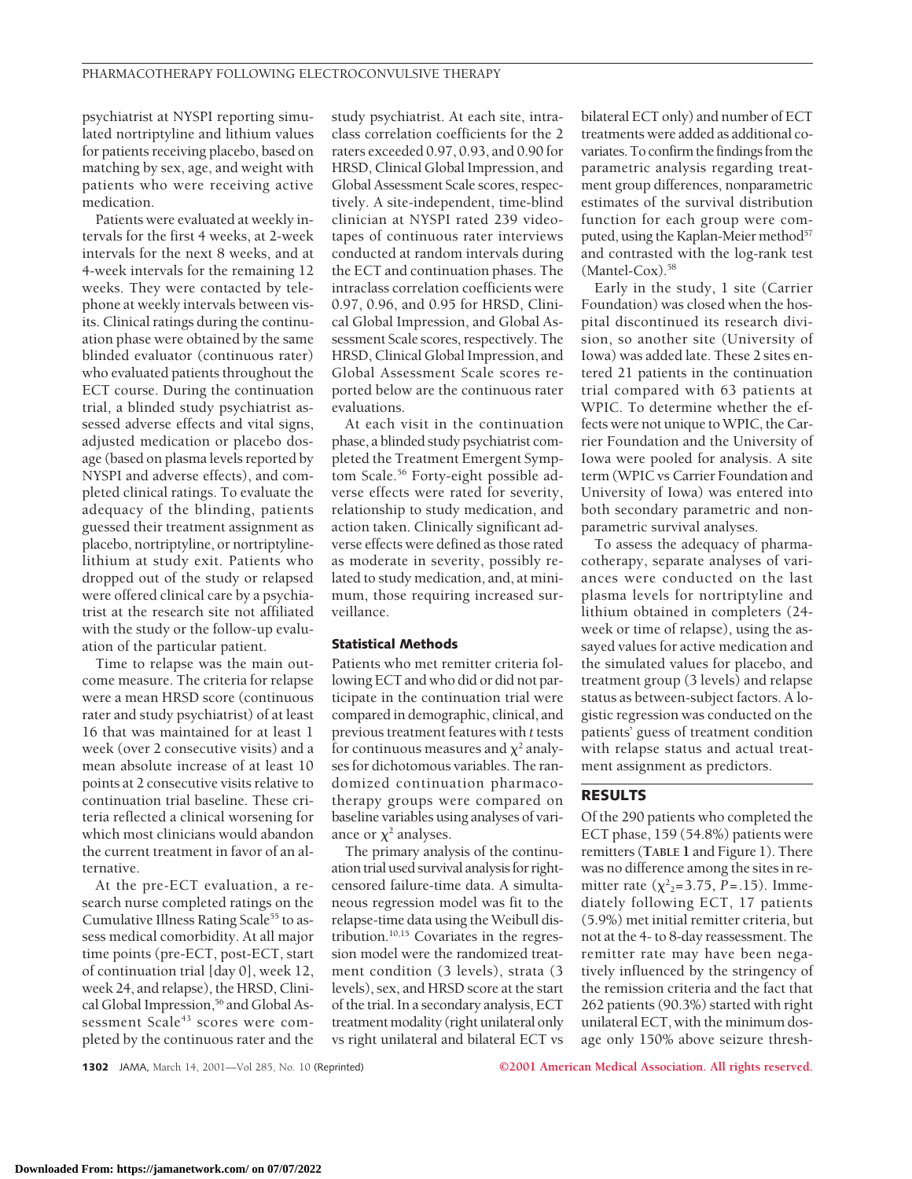psychiatrist at NYSPI reporting simulated nortriptyline and lithium values for patients receiving placebo, based on matching by sex, age, and weight with patients who were receiving active medication.

Patients were evaluated at weekly intervals for the first 4 weeks, at 2-week intervals for the next 8 weeks, and at 4-week intervals for the remaining 12 weeks. They were contacted by telephone at weekly intervals between visits. Clinical ratings during the continuation phase were obtained by the same blinded evaluator (continuous rater) who evaluated patients throughout the ECT course. During the continuation trial, a blinded study psychiatrist assessed adverse effects and vital signs, adjusted medication or placebo dosage (based on plasma levels reported by NYSPI and adverse effects), and completed clinical ratings. To evaluate the adequacy of the blinding, patients guessed their treatment assignment as placebo, nortriptyline, or nortriptyline-lithium at study exit. Patients who dropped out of the study or relapsed were offered clinical care by a psychiatrist at the research site not affiliated with the study or the follow-up evaluation of the particular patient.

Time to relapse was the main outcome measure. The criteria for relapse were a mean HRSD score (continuous rater and study psychiatrist) of at least 16 that was maintained for at least 1 week (over 2 consecutive visits) and a mean absolute increase of at least 10 points at 2 consecutive visits relative to continuation trial baseline. These criteria reflected a clinical worsening for which most clinicians would abandon the current treatment in favor of an alternative.

At the pre-ECT evaluation, a research nurse completed ratings on the Cumulative Illness Rating Scale[55] to assess medical comorbidity. At all major time points (pre-ECT, post-ECT, start of continuation trial [day 0], week 12, week 24, and relapse), the HRSD, Clinical Global Impression,[56] and Global Assessment Scale[43] scores were completed by the continuous rater and the study psychiatrist. At each site, intraclass correlation coefficients for the 2 raters exceeded 0.97, 0.93, and 0.90 for HRSD, Clinical Global Impression, and Global Assessment Scale scores, respectively. A site-independent, time-blind clinician at NYSPI rated 239 videotapes of continuous rater interviews conducted at random intervals during the ECT and continuation phases. The intraclass correlation coefficients were 0.97, 0.96, and 0.95 for HRSD, Clinical Global Impression, and Global Assessment Scale scores, respectively. The HRSD, Clinical Global Impression, and Global Assessment Scale scores reported below are the continuous rater evaluations.

At each visit in the continuation phase, a blinded study psychiatrist completed the Treatment Emergent Symptom Scale.[56] Forty-eight possible adverse effects were rated for severity, relationship to study medication, and action taken. Clinically significant adverse effects were defined as those rated as moderate in severity, possibly related to study medication, and, at minimum, those requiring increased surveillance.

### Statistical Methods

Patients who met remitter criteria following ECT and who did or did not participate in the continuation trial were compared in demographic, clinical, and previous treatment features with *t* tests for continuous measures and $\chi^2$ analyses for dichotomous variables. The randomized continuation pharmacotherapy groups were compared on baseline variables using analyses of variance or $\chi^2$ analyses.

The primary analysis of the continuation trial used survival analysis for right-censored failure-time data. A simultaneous regression model was fit to the relapse-time data using the Weibull distribution.[10,15] Covariates in the regression model were the randomized treatment condition (3 levels), strata (3 levels), sex, and HRSD score at the start of the trial. In a secondary analysis, ECT treatment modality (right unilateral only vs right unilateral and bilateral ECT vs bilateral ECT only) and number of ECT treatments were added as additional covariates. To confirm the findings from the parametric analysis regarding treatment group differences, nonparametric estimates of the survival distribution function for each group were computed, using the Kaplan-Meier method[57] and contrasted with the log-rank test (Mantel-Cox).[58]

Early in the study, 1 site (Carrier Foundation) was closed when the hospital discontinued its research division, so another site (University of Iowa) was added late. These 2 sites entered 21 patients in the continuation trial compared with 63 patients at WPIC. To determine whether the effects were not unique to WPIC, the Carrier Foundation and the University of Iowa were pooled for analysis. A site term (WPIC vs Carrier Foundation and University of Iowa) was entered into both secondary parametric and nonparametric survival analyses.

To assess the adequacy of pharmacotherapy, separate analyses of variances were conducted on the last plasma levels for nortriptyline and lithium obtained in completers (24-week or time of relapse), using the assayed values for active medication and the simulated values for placebo, and treatment group (3 levels) and relapse status as between-subject factors. A logistic regression was conducted on the patients' guess of treatment condition with relapse status and actual treatment assignment as predictors.

## RESULTS

Of the 290 patients who completed the ECT phase, 159 (54.8%) patients were remitters (**TABLE 1** and Figure 1). There was no difference among the sites in remitter rate ($\chi^2_2$=3.75, *P*=.15). Immediately following ECT, 17 patients (5.9%) met initial remitter criteria, but not at the 4- to 8-day reassessment. The remitter rate may have been negatively influenced by the stringency of the remission criteria and the fact that 262 patients (90.3%) started with right unilateral ECT, with the minimum dosage only 150% above seizure thresh-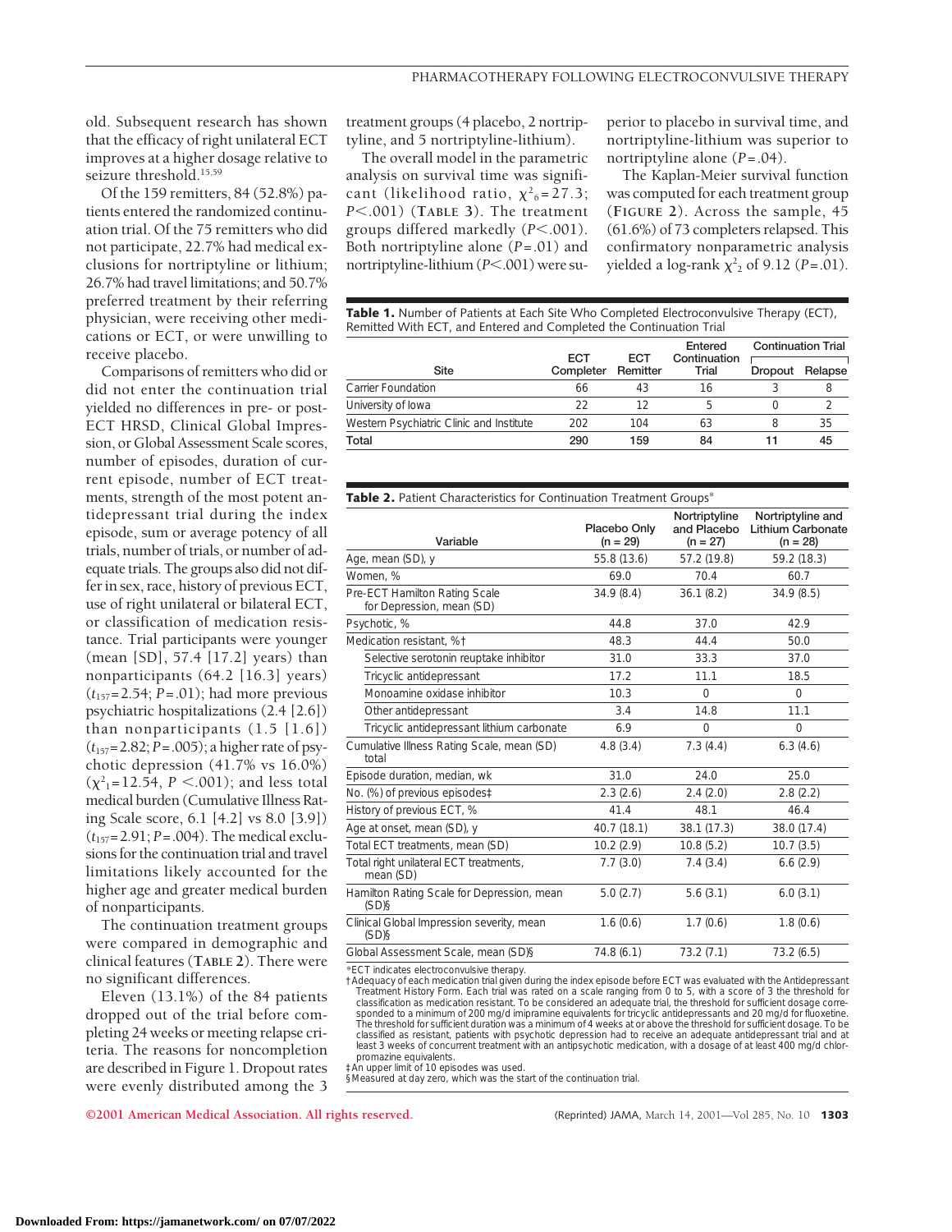old. Subsequent research has shown that the efficacy of right unilateral ECT improves at a higher dosage relative to seizure threshold.[15,59]

Of the 159 remitters, 84 (52.8%) patients entered the randomized continuation trial. Of the 75 remitters who did not participate, 22.7% had medical exclusions for nortriptyline or lithium; 26.7% had travel limitations; and 50.7% preferred treatment by their referring physician, were receiving other medications or ECT, or were unwilling to receive placebo.

Comparisons of remitters who did or did not enter the continuation trial yielded no differences in pre- or post-ECT HRSD, Clinical Global Impression, or Global Assessment Scale scores, number of episodes, duration of current episode, number of ECT treatments, strength of the most potent antidepressant trial during the index episode, sum or average potency of all trials, number of trials, or number of adequate trials. The groups also did not differ in sex, race, history of previous ECT, use of right unilateral or bilateral ECT, or classification of medication resistance. Trial participants were younger (mean [SD], 57.4 [17.2] years) than nonparticipants (64.2 [16.3] years) ($t_{157}$=2.54; *P*=.01); had more previous psychiatric hospitalizations (2.4 [2.6]) than nonparticipants (1.5 [1.6]) ($t_{157}$=2.82; *P*=.005); a higher rate of psychotic depression (41.7% vs 16.0%) ($\chi^2_1$=12.54, *P* <.001); and less total medical burden (Cumulative Illness Rating Scale score, 6.1 [4.2] vs 8.0 [3.9]) ($t_{157}$=2.91; *P*=.004). The medical exclusions for the continuation trial and travel limitations likely accounted for the higher age and greater medical burden of nonparticipants.

The continuation treatment groups were compared in demographic and clinical features (**TABLE 2**). There were no significant differences.

Eleven (13.1%) of the 84 patients dropped out of the trial before completing 24 weeks or meeting relapse criteria. The reasons for noncompletion are described in Figure 1. Dropout rates were evenly distributed among the 3 treatment groups (4 placebo, 2 nortriptyline, and 5 nortriptyline-lithium).

The overall model in the parametric analysis on survival time was significant (likelihood ratio, $\chi^2_6$=27.3; *P*<.001) (**TABLE 3**). The treatment groups differed markedly (*P*<.001). Both nortriptyline alone (*P*=.01) and nortriptyline-lithium (*P*<.001) were superior to placebo in survival time, and nortriptyline-lithium was superior to nortriptyline alone (*P*=.04).

The Kaplan-Meier survival function was computed for each treatment group (**FIGURE 2**). Across the sample, 45 (61.6%) of 73 completers relapsed. This confirmatory nonparametric analysis yielded a log-rank $\chi^2_2$ of 9.12 (*P*=.01).

**Table 1.** Number of Patients at Each Site Who Completed Electroconvulsive Therapy (ECT), Remitted With ECT, and Entered and Completed the Continuation Trial

| Site | ECT Completer | ECT Remitter | Entered Continuation Trial | Continuation Trial | |
|---|---|---|---|---|---|
| | | | | Dropout | Relapse |
| Carrier Foundation | 66 | 43 | 16 | 3 | 8 |
| University of Iowa | 22 | 12 | 5 | 0 | 2 |
| Western Psychiatric Clinic and Institute | 202 | 104 | 63 | 8 | 35 |
| Total | 290 | 159 | 84 | 11 | 45 |

**Table 2.** Patient Characteristics for Continuation Treatment Groups*

| Variable | Placebo Only (n = 29) | Nortriptyline and Placebo (n = 27) | Nortriptyline and Lithium Carbonate (n = 28) |
|---|---|---|---|
| Age, mean (SD), y | 55.8 (13.6) | 57.2 (19.8) | 59.2 (18.3) |
| Women, % | 69.0 | 70.4 | 60.7 |
| Pre-ECT Hamilton Rating Scale for Depression, mean (SD) | 34.9 (8.4) | 36.1 (8.2) | 34.9 (8.5) |
| Psychotic, % | 44.8 | 37.0 | 42.9 |
| Medication resistant, %† | 48.3 | 44.4 | 50.0 |
| Selective serotonin reuptake inhibitor | 31.0 | 33.3 | 37.0 |
| Tricyclic antidepressant | 17.2 | 11.1 | 18.5 |
| Monoamine oxidase inhibitor | 10.3 | 0 | 0 |
| Other antidepressant | 3.4 | 14.8 | 11.1 |
| Tricyclic antidepressant lithium carbonate | 6.9 | 0 | 0 |
| Cumulative Illness Rating Scale, mean (SD) total | 4.8 (3.4) | 7.3 (4.4) | 6.3 (4.6) |
| Episode duration, median, wk | 31.0 | 24.0 | 25.0 |
| No. (%) of previous episodes‡ | 2.3 (2.6) | 2.4 (2.0) | 2.8 (2.2) |
| History of previous ECT, % | 41.4 | 48.1 | 46.4 |
| Age at onset, mean (SD), y | 40.7 (18.1) | 38.1 (17.3) | 38.0 (17.4) |
| Total ECT treatments, mean (SD) | 10.2 (2.9) | 10.8 (5.2) | 10.7 (3.5) |
| Total right unilateral ECT treatments, mean (SD) | 7.7 (3.0) | 7.4 (3.4) | 6.6 (2.9) |
| Hamilton Rating Scale for Depression, mean (SD)§ | 5.0 (2.7) | 5.6 (3.1) | 6.0 (3.1) |
| Clinical Global Impression severity, mean (SD)§ | 1.6 (0.6) | 1.7 (0.6) | 1.8 (0.6) |
| Global Assessment Scale, mean (SD)§ | 74.8 (6.1) | 73.2 (7.1) | 73.2 (6.5) |

*ECT indicates electroconvulsive therapy.
†Adequacy of each medication trial given during the index episode before ECT was evaluated with the Antidepressant Treatment History Form. Each trial was rated on a scale ranging from 0 to 5, with a score of 3 the threshold for classification as medication resistant. To be considered an adequate trial, the threshold for sufficient dosage corresponded to a minimum of 200 mg/d imipramine equivalents for tricyclic antidepressants and 20 mg/d for fluoxetine. The threshold for sufficient duration was a minimum of 4 weeks at or above the threshold for sufficient dosage. To be classified as resistant, patients with psychotic depression had to receive an adequate antidepressant trial and at least 3 weeks of concurrent treatment with an antipsychotic medication, with a dosage of at least 400 mg/d chlorpromazine equivalents.
‡An upper limit of 10 episodes was used.
§Measured at day zero, which was the start of the continuation trial.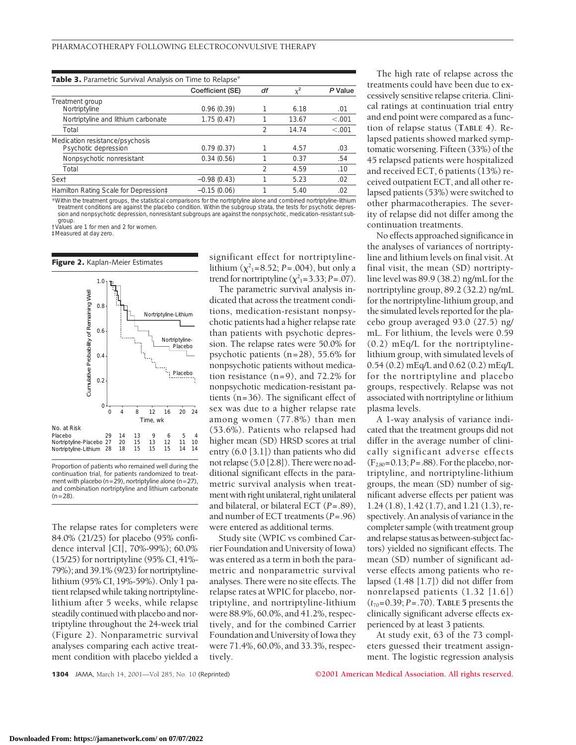**Table 3.** Parametric Survival Analysis on Time to Relapse*

| | Coefficient (SE) | df | $\chi^2$ | P Value |
|---|---|---|---|---|
| Treatment group | | | | |
| Nortriptyline | 0.96 (0.39) | 1 | 6.18 | .01 |
| Nortriptyline and lithium carbonate | 1.75 (0.47) | 1 | 13.67 | <.001 |
| Total | | 2 | 14.74 | <.001 |
| Medication resistance/psychosis | | | | |
| Psychotic depression | 0.79 (0.37) | 1 | 4.57 | .03 |
| Nonpsychotic nonresistant | 0.34 (0.56) | 1 | 0.37 | .54 |
| Total | | 2 | 4.59 | .10 |
| Sex† | −0.98 (0.43) | 1 | 5.23 | .02 |
| Hamilton Rating Scale for Depression‡ | −0.15 (0.06) | 1 | 5.40 | .02 |

*Within the treatment groups, the statistical comparisons for the nortriptyline alone and combined nortriptyline-lithium treatment conditions are against the placebo condition. Within the subgroup strata, the tests for psychotic depression and nonpsychotic depression, nonresistant subgroups are against the nonpsychotic, medication-resistant subgroup.
†Values are 1 for men and 2 for women.
‡Measured at day zero.

**Figure 2.** Kaplan-Meier Estimates

| No. at Risk | | | | | | | |
|---|---|---|---|---|---|---|---|
| Placebo | 29 | 14 | 13 | 9 | 6 | 5 | 4 |
| Nortriptyline-Placebo | 27 | 20 | 15 | 13 | 12 | 11 | 10 |
| Nortriptyline-Lithium | 28 | 18 | 15 | 15 | 15 | 14 | 14 |

Proportion of patients who remained well during the continuation trial, for patients randomized to treatment with placebo (n=29), nortriptyline alone (n=27), and combination nortriptyline and lithium carbonate (n=28).

The relapse rates for completers were 84.0% (21/25) for placebo (95% confidence interval [CI], 70%-99%); 60.0% (15/25) for nortriptyline (95% CI, 41%-79%); and 39.1% (9/23) for nortriptyline-lithium (95% CI, 19%-59%). Only 1 patient relapsed while taking nortriptyline-lithium after 5 weeks, while relapse steadily continued with placebo and nortriptyline throughout the 24-week trial (Figure 2). Nonparametric survival analyses comparing each active treatment condition with placebo yielded a significant effect for nortriptyline-lithium ($\chi^2_1$=8.52; *P*=.004), but only a trend for nortriptyline ($\chi^2_1$=3.33; *P*=.07).

The parametric survival analysis indicated that across the treatment conditions, medication-resistant nonpsychotic patients had a higher relapse rate than patients with psychotic depression. The relapse rates were 50.0% for psychotic patients (n=28), 55.6% for nonpsychotic patients without medication resistance (n=9), and 72.2% for nonpsychotic medication-resistant patients (n=36). The significant effect of sex was due to a higher relapse rate among women (77.8%) than men (53.6%). Patients who relapsed had higher mean (SD) HRSD scores at trial entry (6.0 [3.1]) than patients who did not relapse (5.0 [2.8]). There were no additional significant effects in the parametric survival analysis when treatment with right unilateral, right unilateral and bilateral, or bilateral ECT (*P*=.89), and number of ECT treatments (*P*=.96) were entered as additional terms.

Study site (WPIC vs combined Carrier Foundation and University of Iowa) was entered as a term in both the parametric and nonparametric survival analyses. There were no site effects. The relapse rates at WPIC for placebo, nortriptyline, and nortriptyline-lithium were 88.9%, 60.0%, and 41.2%, respectively, and for the combined Carrier Foundation and University of Iowa they were 71.4%, 60.0%, and 33.3%, respectively.

The high rate of relapse across the treatments could have been due to excessively sensitive relapse criteria. Clinical ratings at continuation trial entry and end point were compared as a function of relapse status (TABLE 4). Relapsed patients showed marked symptomatic worsening. Fifteen (33%) of the 45 relapsed patients were hospitalized and received ECT, 6 patients (13%) received outpatient ECT, and all other relapsed patients (53%) were switched to other pharmacotherapies. The severity of relapse did not differ among the continuation treatments.

No effects approached significance in the analyses of variances of nortriptyline and lithium levels on final visit. At final visit, the mean (SD) nortriptyline level was 89.9 (38.2) ng/mL for the nortriptyline group, 89.2 (32.2) ng/mL for the nortriptyline-lithium group, and the simulated levels reported for the placebo group averaged 93.0 (27.5) ng/mL. For lithium, the levels were 0.59 (0.2) mEq/L for the nortriptyline-lithium group, with simulated levels of 0.54 (0.2) mEq/L and 0.62 (0.2) mEq/L for the nortriptyline and placebo groups, respectively. Relapse was not associated with nortriptyline or lithium plasma levels.

A 1-way analysis of variance indicated that the treatment groups did not differ in the average number of clinically significant adverse effects ($F_{2,80}$=0.13; *P*=.88). For the placebo, nortriptyline, and nortriptyline-lithium groups, the mean (SD) number of significant adverse effects per patient was 1.24 (1.8), 1.42 (1.7), and 1.21 (1.3), respectively. An analysis of variance in the completer sample (with treatment group and relapse status as between-subject factors) yielded no significant effects. The mean (SD) number of significant adverse effects among patients who relapsed (1.48 [1.7]) did not differ from nonrelapsed patients (1.32 [1.6]) ($t_{70}$=0.39; *P*=.70). TABLE 5 presents the clinically significant adverse effects experienced by at least 3 patients.

At study exit, 63 of the 73 completers guessed their treatment assignment. The logistic regression analysis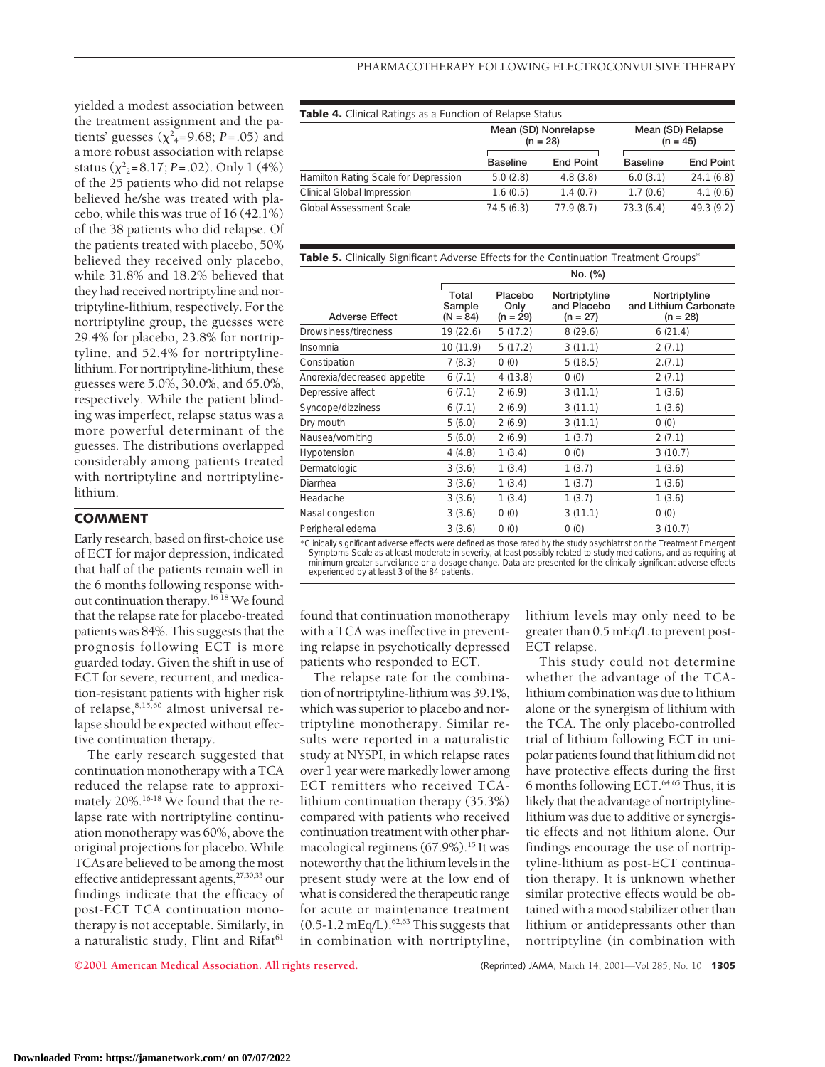yielded a modest association between the treatment assignment and the patients' guesses ($\chi^2_4$=9.68; $P$=.05) and a more robust association with relapse status ($\chi^2_2$=8.17; $P$=.02). Only 1 (4%) of the 25 patients who did not relapse believed he/she was treated with placebo, while this was true of 16 (42.1%) of the 38 patients who did relapse. Of the patients treated with placebo, 50% believed they received only placebo, while 31.8% and 18.2% believed that they had received nortriptyline and nortriptyline-lithium, respectively. For the nortriptyline group, the guesses were 29.4% for placebo, 23.8% for nortriptyline, and 52.4% for nortriptyline-lithium. For nortriptyline-lithium, these guesses were 5.0%, 30.0%, and 65.0%, respectively. While the patient blinding was imperfect, relapse status was a more powerful determinant of the guesses. The distributions overlapped considerably among patients treated with nortriptyline and nortriptyline-lithium.

**Table 4.** Clinical Ratings as a Function of Relapse Status

| | Mean (SD) Nonrelapse (n = 28) | | Mean (SD) Relapse (n = 45) | |
|---|---|---|---|---|
| | Baseline | End Point | Baseline | End Point |
| Hamilton Rating Scale for Depression | 5.0 (2.8) | 4.8 (3.8) | 6.0 (3.1) | 24.1 (6.8) |
| Clinical Global Impression | 1.6 (0.5) | 1.4 (0.7) | 1.7 (0.6) | 4.1 (0.6) |
| Global Assessment Scale | 74.5 (6.3) | 77.9 (8.7) | 73.3 (6.4) | 49.3 (9.2) |

**Table 5.** Clinically Significant Adverse Effects for the Continuation Treatment Groups*

| | No. (%) | | | |
|---|---|---|---|---|
| Adverse Effect | Total Sample (N = 84) | Placebo Only (n = 29) | Nortriptyline and Placebo (n = 27) | Nortriptyline and Lithium Carbonate (n = 28) |
| Drowsiness/tiredness | 19 (22.6) | 5 (17.2) | 8 (29.6) | 6 (21.4) |
| Insomnia | 10 (11.9) | 5 (17.2) | 3 (11.1) | 2 (7.1) |
| Constipation | 7 (8.3) | 0 (0) | 5 (18.5) | 2.(7.1) |
| Anorexia/decreased appetite | 6 (7.1) | 4 (13.8) | 0 (0) | 2 (7.1) |
| Depressive affect | 6 (7.1) | 2 (6.9) | 3 (11.1) | 1 (3.6) |
| Syncope/dizziness | 6 (7.1) | 2 (6.9) | 3 (11.1) | 1 (3.6) |
| Dry mouth | 5 (6.0) | 2 (6.9) | 3 (11.1) | 0 (0) |
| Nausea/vomiting | 5 (6.0) | 2 (6.9) | 1 (3.7) | 2 (7.1) |
| Hypotension | 4 (4.8) | 1 (3.4) | 0 (0) | 3 (10.7) |
| Dermatologic | 3 (3.6) | 1 (3.4) | 1 (3.7) | 1 (3.6) |
| Diarrhea | 3 (3.6) | 1 (3.4) | 1 (3.7) | 1 (3.6) |
| Headache | 3 (3.6) | 1 (3.4) | 1 (3.7) | 1 (3.6) |
| Nasal congestion | 3 (3.6) | 0 (0) | 3 (11.1) | 0 (0) |
| Peripheral edema | 3 (3.6) | 0 (0) | 0 (0) | 3 (10.7) |

*Clinically significant adverse effects were defined as those rated by the study psychiatrist on the Treatment Emergent Symptoms Scale as at least moderate in severity, at least possibly related to study medications, and as requiring at minimum greater surveillance or a dosage change. Data are presented for the clinically significant adverse effects experienced by at least 3 of the 84 patients.

## COMMENT

Early research, based on first-choice use of ECT for major depression, indicated that half of the patients remain well in the 6 months following response without continuation therapy.[16-18] We found that the relapse rate for placebo-treated patients was 84%. This suggests that the prognosis following ECT is more guarded today. Given the shift in use of ECT for severe, recurrent, and medication-resistant patients with higher risk of relapse,[8,15,60] almost universal relapse should be expected without effective continuation therapy.

The early research suggested that continuation monotherapy with a TCA reduced the relapse rate to approximately 20%.[16-18] We found that the relapse rate with nortriptyline continuation monotherapy was 60%, above the original projections for placebo. While TCAs are believed to be among the most effective antidepressant agents,[27,30,33] our findings indicate that the efficacy of post-ECT TCA continuation monotherapy is not acceptable. Similarly, in a naturalistic study, Flint and Rifat[61] found that continuation monotherapy with a TCA was ineffective in preventing relapse in psychotically depressed patients who responded to ECT.

The relapse rate for the combination of nortriptyline-lithium was 39.1%, which was superior to placebo and nortriptyline monotherapy. Similar results were reported in a naturalistic study at NYSPI, in which relapse rates over 1 year were markedly lower among ECT remitters who received TCA-lithium continuation therapy (35.3%) compared with patients who received continuation treatment with other pharmacological regimens (67.9%).[15] It was noteworthy that the lithium levels in the present study were at the low end of what is considered the therapeutic range for acute or maintenance treatment (0.5-1.2 mEq/L).[62,63] This suggests that in combination with nortriptyline, lithium levels may only need to be greater than 0.5 mEq/L to prevent post-ECT relapse.

This study could not determine whether the advantage of the TCA-lithium combination was due to lithium alone or the synergism of lithium with the TCA. The only placebo-controlled trial of lithium following ECT in unipolar patients found that lithium did not have protective effects during the first 6 months following ECT.[64,65] Thus, it is likely that the advantage of nortriptyline-lithium was due to additive or synergistic effects and not lithium alone. Our findings encourage the use of nortriptyline-lithium as post-ECT continuation therapy. It is unknown whether similar protective effects would be obtained with a mood stabilizer other than lithium or antidepressants other than nortriptyline (in combination with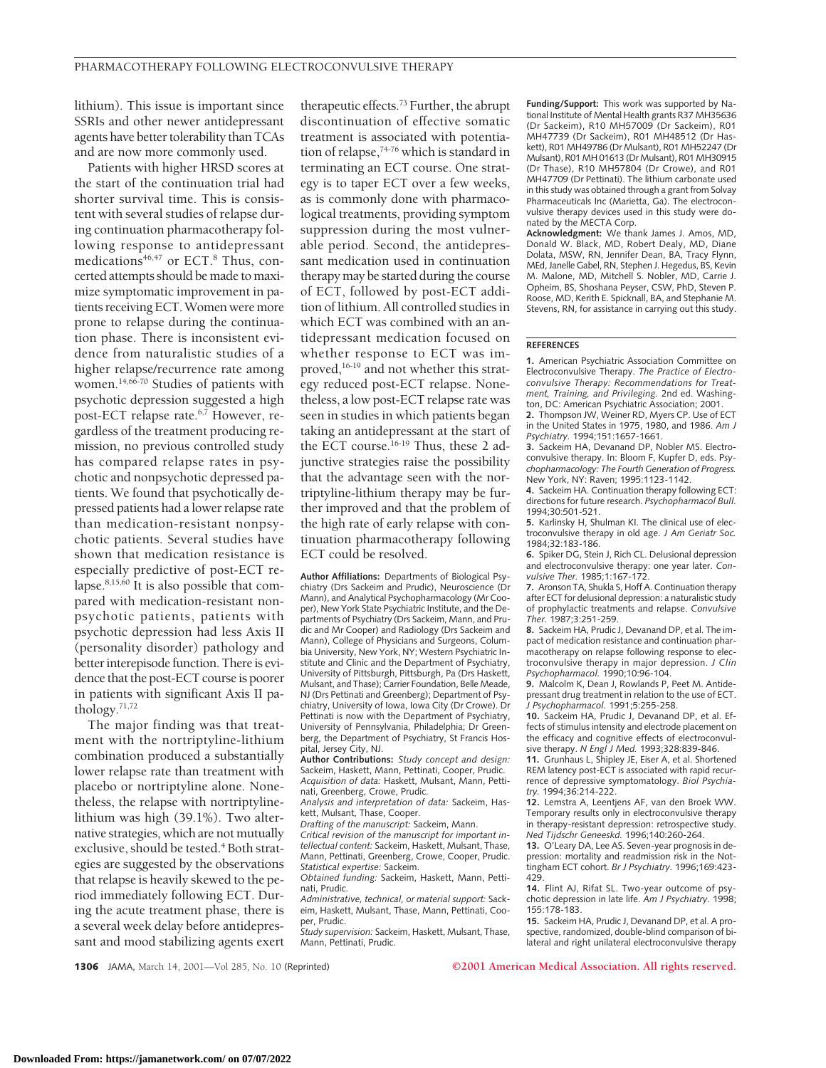lithium). This issue is important since SSRIs and other newer antidepressant agents have better tolerability than TCAs and are now more commonly used.

Patients with higher HRSD scores at the start of the continuation trial had shorter survival time. This is consistent with several studies of relapse during continuation pharmacotherapy following response to antidepressant medications[46,47] or ECT.[8] Thus, concerted attempts should be made to maximize symptomatic improvement in patients receiving ECT. Women were more prone to relapse during the continuation phase. There is inconsistent evidence from naturalistic studies of a higher relapse/recurrence rate among women.[14,66-70] Studies of patients with psychotic depression suggested a high post-ECT relapse rate.[6,7] However, regardless of the treatment producing remission, no previous controlled study has compared relapse rates in psychotic and nonpsychotic depressed patients. We found that psychotically depressed patients had a lower relapse rate than medication-resistant nonpsychotic patients. Several studies have shown that medication resistance is especially predictive of post-ECT relapse.[8,15,60] It is also possible that compared with medication-resistant nonpsychotic patients, patients with psychotic depression had less Axis II (personality disorder) pathology and better interepisode function. There is evidence that the post-ECT course is poorer in patients with significant Axis II pathology.[71,72]

The major finding was that treatment with the nortriptyline-lithium combination produced a substantially lower relapse rate than treatment with placebo or nortriptyline alone. Nonetheless, the relapse with nortriptyline-lithium was high (39.1%). Two alternative strategies, which are not mutually exclusive, should be tested.[4] Both strategies are suggested by the observations that relapse is heavily skewed to the period immediately following ECT. During the acute treatment phase, there is a several week delay before antidepressant and mood stabilizing agents exert therapeutic effects.[73] Further, the abrupt discontinuation of effective somatic treatment is associated with potentiation of relapse,[74-76] which is standard in terminating an ECT course. One strategy is to taper ECT over a few weeks, as is commonly done with pharmacological treatments, providing symptom suppression during the most vulnerable period. Second, the antidepressant medication used in continuation therapy may be started during the course of ECT, followed by post-ECT addition of lithium. All controlled studies in which ECT was combined with an antidepressant medication focused on whether response to ECT was improved,[16-19] and not whether this strategy reduced post-ECT relapse. Nonetheless, a low post-ECT relapse rate was seen in studies in which patients began taking an antidepressant at the start of the ECT course.[16-19] Thus, these 2 adjunctive strategies raise the possibility that the advantage seen with the nortriptyline-lithium therapy may be further improved and that the problem of the high rate of early relapse with continuation pharmacotherapy following ECT could be resolved.

**Author Affiliations:** Departments of Biological Psychiatry (Drs Sackeim and Prudic), Neuroscience (Dr Mann), and Analytical Psychopharmacology (Mr Cooper), New York State Psychiatric Institute, and the Departments of Psychiatry (Drs Sackeim, Mann, and Prudic and Mr Cooper) and Radiology (Drs Sackeim and Mann), College of Physicians and Surgeons, Columbia University, New York, NY; Western Psychiatric Institute and Clinic and the Department of Psychiatry, University of Pittsburgh, Pittsburgh, Pa (Drs Haskett, Mulsant, and Thase); Carrier Foundation, Belle Meade, NJ (Drs Pettinati and Greenberg); Department of Psychiatry, University of Iowa, Iowa City (Dr Crowe). Dr Pettinati is now with the Department of Psychiatry, University of Pennsylvania, Philadelphia; Dr Greenberg, the Department of Psychiatry, St Francis Hospital, Jersey City, NJ.

**Author Contributions:** *Study concept and design:* Sackeim, Haskett, Mann, Pettinati, Cooper, Prudic.
*Acquisition of data:* Haskett, Mulsant, Mann, Pettinati, Greenberg, Crowe, Prudic.
*Analysis and interpretation of data:* Sackeim, Haskett, Mulsant, Thase, Cooper.
*Drafting of the manuscript:* Sackeim, Mann.
*Critical revision of the manuscript for important intellectual content:* Sackeim, Haskett, Mulsant, Thase, Mann, Pettinati, Greenberg, Crowe, Cooper, Prudic.
*Statistical expertise:* Sackeim.
*Obtained funding:* Sackeim, Haskett, Mann, Pettinati, Prudic.
*Administrative, technical, or material support:* Sackeim, Haskett, Mulsant, Thase, Mann, Pettinati, Cooper, Prudic.
*Study supervision:* Sackeim, Haskett, Mulsant, Thase, Mann, Pettinati, Prudic.

**Funding/Support:** This work was supported by National Institute of Mental Health grants R37 MH35636 (Dr Sackeim), R10 MH57009 (Dr Sackeim), R01 MH47739 (Dr Sackeim), R01 MH48512 (Dr Haskett), R01 MH49786 (Dr Mulsant), R01 MH52247 (Dr Mulsant), R01 MH 01613 (Dr Mulsant), R01 MH30915 (Dr Thase), R10 MH57804 (Dr Crowe), and R01 MH47709 (Dr Pettinati). The lithium carbonate used in this study was obtained through a grant from Solvay Pharmaceuticals Inc (Marietta, Ga). The electroconvulsive therapy devices used in this study were donated by the MECTA Corp.

**Acknowledgment:** We thank James J. Amos, MD, Donald W. Black, MD, Robert Dealy, MD, Diane Dolata, MSW, RN, Jennifer Dean, BA, Tracy Flynn, MEd, Janelle Gabel, RN, Stephen J. Hegedus, BS, Kevin M. Malone, MD, Mitchell S. Nobler, MD, Carrie J. Opheim, BS, Shoshana Peyser, CSW, PhD, Steven P. Roose, MD, Kerith E. Spicknall, BA, and Stephanie M. Stevens, RN, for assistance in carrying out this study.

## REFERENCES

1. American Psychiatric Association Committee on Electroconvulsive Therapy. *The Practice of Electroconvulsive Therapy: Recommendations for Treatment, Training, and Privileging.* 2nd ed. Washington, DC: American Psychiatric Association; 2001.
2. Thompson JW, Weiner RD, Myers CP. Use of ECT in the United States in 1975, 1980, and 1986. *Am J Psychiatry.* 1994;151:1657-1661.
3. Sackeim HA, Devanand DP, Nobler MS. Electroconvulsive therapy. In: Bloom F, Kupfer D, eds. *Psychopharmacology: The Fourth Generation of Progress.* New York, NY: Raven; 1995:1123-1142.
4. Sackeim HA. Continuation therapy following ECT: directions for future research. *Psychopharmacol Bull.* 1994;30:501-521.
5. Karlinsky H, Shulman KI. The clinical use of electroconvulsive therapy in old age. *J Am Geriatr Soc.* 1984;32:183-186.
6. Spiker DG, Stein J, Rich CL. Delusional depression and electroconvulsive therapy: one year later. *Convulsive Ther.* 1985;1:167-172.
7. Aronson TA, Shukla S, Hoff A. Continuation therapy after ECT for delusional depression: a naturalistic study of prophylactic treatments and relapse. *Convulsive Ther.* 1987;3:251-259.
8. Sackeim HA, Prudic J, Devanand DP, et al. The impact of medication resistance and continuation pharmacotherapy on relapse following response to electroconvulsive therapy in major depression. *J Clin Psychopharmacol.* 1990;10:96-104.
9. Malcolm K, Dean J, Rowlands P, Peet M. Antidepressant drug treatment in relation to the use of ECT. *J Psychopharmacol.* 1991;5:255-258.
10. Sackeim HA, Prudic J, Devanand DP, et al. Effects of stimulus intensity and electrode placement on the efficacy and cognitive effects of electroconvulsive therapy. *N Engl J Med.* 1993;328:839-846.
11. Grunhaus L, Shipley JE, Eiser A, et al. Shortened REM latency post-ECT is associated with rapid recurrence of depressive symptomatology. *Biol Psychiatry.* 1994;36:214-222.
12. Lemstra A, Leentjens AF, van den Broek WW. Temporary results only in electroconvulsive therapy in therapy-resistant depression: retrospective study. *Ned Tijdschr Geneeskd.* 1996;140:260-264.
13. O'Leary DA, Lee AS. Seven-year prognosis in depression: mortality and readmission risk in the Nottingham ECT cohort. *Br J Psychiatry.* 1996;169:423-429.
14. Flint AJ, Rifat SL. Two-year outcome of psychotic depression in late life. *Am J Psychiatry.* 1998;155:178-183.
15. Sackeim HA, Prudic J, Devanand DP, et al. A prospective, randomized, double-blind comparison of bilateral and right unilateral electroconvulsive therapy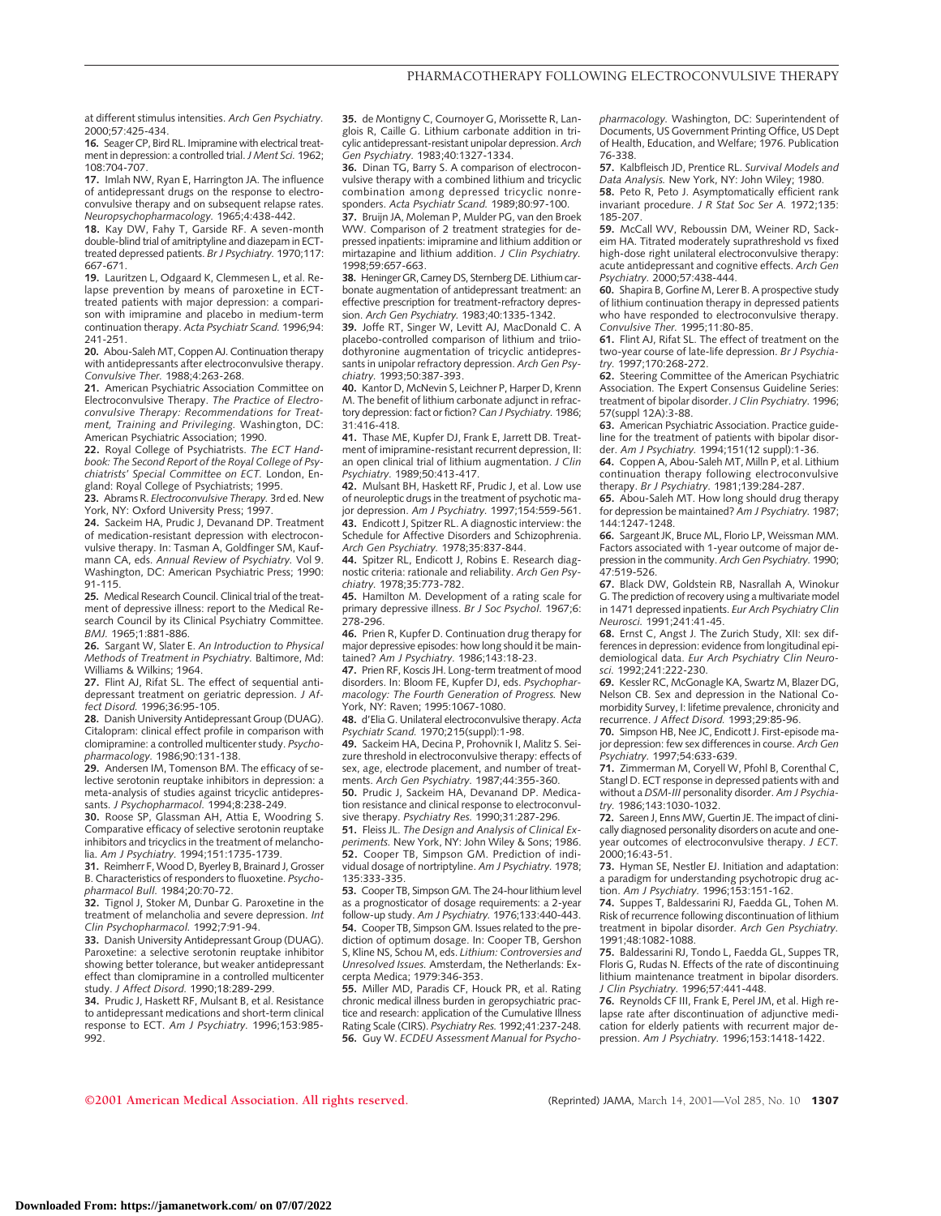at different stimulus intensities. *Arch Gen Psychiatry.* 2000;57:425-434.

**16.** Seager CP, Bird RL. Imipramine with electrical treatment in depression: a controlled trial. *J Ment Sci.* 1962; 108:704-707.

**17.** Imlah NW, Ryan E, Harrington JA. The influence of antidepressant drugs on the response to electroconvulsive therapy and on subsequent relapse rates. *Neuropsychopharmacology.* 1965;4:438-442.

**18.** Kay DW, Fahy T, Garside RF. A seven-month double-blind trial of amitriptyline and diazepam in ECT-treated depressed patients. *Br J Psychiatry.* 1970;117: 667-671.

**19.** Lauritzen L, Odgaard K, Clemmesen L, et al. Relapse prevention by means of paroxetine in ECT-treated patients with major depression: a comparison with imipramine and placebo in medium-term continuation therapy. *Acta Psychiatr Scand.* 1996;94: 241-251.

**20.** Abou-Saleh MT, Coppen AJ. Continuation therapy with antidepressants after electroconvulsive therapy. *Convulsive Ther.* 1988;4:263-268.

**21.** American Psychiatric Association Committee on Electroconvulsive Therapy. *The Practice of Electroconvulsive Therapy: Recommendations for Treatment, Training and Privileging.* Washington, DC: American Psychiatric Association; 1990.

**22.** Royal College of Psychiatrists. *The ECT Handbook: The Second Report of the Royal College of Psychiatrists' Special Committee on ECT.* London, England: Royal College of Psychiatrists; 1995.

**23.** Abrams R. *Electroconvulsive Therapy.* 3rd ed. New York, NY: Oxford University Press; 1997.

**24.** Sackeim HA, Prudic J, Devanand DP. Treatment of medication-resistant depression with electroconvulsive therapy. In: Tasman A, Goldfinger SM, Kaufmann CA, eds. *Annual Review of Psychiatry.* Vol 9. Washington, DC: American Psychiatric Press; 1990: 91-115.

**25.** Medical Research Council. Clinical trial of the treatment of depressive illness: report to the Medical Research Council by its Clinical Psychiatry Committee. *BMJ.* 1965;1:881-886.

**26.** Sargant W, Slater E. *An Introduction to Physical Methods of Treatment in Psychiatry.* Baltimore, Md: Williams & Wilkins; 1964.

**27.** Flint AJ, Rifat SL. The effect of sequential antidepressant treatment on geriatric depression. *J Affect Disord.* 1996;36:95-105.

**28.** Danish University Antidepressant Group (DUAG). Citalopram: clinical effect profile in comparison with clomipramine: a controlled multicenter study. *Psychopharmacology.* 1986;90:131-138.

**29.** Andersen IM, Tomenson BM. The efficacy of selective serotonin reuptake inhibitors in depression: a meta-analysis of studies against tricyclic antidepressants. *J Psychopharmacol.* 1994;8:238-249.

**30.** Roose SP, Glassman AH, Attia E, Woodring S. Comparative efficacy of selective serotonin reuptake inhibitors and tricyclics in the treatment of melancholia. *Am J Psychiatry.* 1994;151:1735-1739.

**31.** Reimherr F, Wood D, Byerley B, Brainard J, Grosser B. Characteristics of responders to fluoxetine. *Psychopharmacol Bull.* 1984;20:70-72.

**32.** Tignol J, Stoker M, Dunbar G. Paroxetine in the treatment of melancholia and severe depression. *Int Clin Psychopharmacol.* 1992;7:91-94.

**33.** Danish University Antidepressant Group (DUAG). Paroxetine: a selective serotonin reuptake inhibitor showing better tolerance, but weaker antidepressant effect than clomipramine in a controlled multicenter study. *J Affect Disord.* 1990;18:289-299.

**34.** Prudic J, Haskett RF, Mulsant B, et al. Resistance to antidepressant medications and short-term clinical response to ECT. *Am J Psychiatry.* 1996;153:985-992.

**35.** de Montigny C, Cournoyer G, Morissette R, Langlois R, Caille G. Lithium carbonate addition in tricyclic antidepressant-resistant unipolar depression. *Arch Gen Psychiatry.* 1983;40:1327-1334.

**36.** Dinan TG, Barry S. A comparison of electroconvulsive therapy with a combined lithium and tricyclic combination among depressed tricyclic nonresponders. *Acta Psychiatr Scand.* 1989;80:97-100.

**37.** Bruijn JA, Moleman P, Mulder PG, van den Broek WW. Comparison of 2 treatment strategies for depressed inpatients: imipramine and lithium addition or mirtazapine and lithium addition. *J Clin Psychiatry.* 1998;59:657-663.

**38.** Heninger GR, Carney DS, Sternberg DE. Lithium carbonate augmentation of antidepressant treatment: an effective prescription for treatment-refractory depression. *Arch Gen Psychiatry.* 1983;40:1335-1342.

**39.** Joffe RT, Singer W, Levitt AJ, MacDonald C. A placebo-controlled comparison of lithium and triiodothyronine augmentation of tricyclic antidepressants in unipolar refractory depression. *Arch Gen Psychiatry.* 1993;50:387-393.

**40.** Kantor D, McNevin S, Leichner P, Harper D, Krenn M. The benefit of lithium carbonate adjunct in refractory depression: fact or fiction? *Can J Psychiatry.* 1986; 31:416-418.

**41.** Thase ME, Kupfer DJ, Frank E, Jarrett DB. Treatment of imipramine-resistant recurrent depression, II: an open clinical trial of lithium augmentation. *J Clin Psychiatry.* 1989;50:413-417.

**42.** Mulsant BH, Haskett RF, Prudic J, et al. Low use of neuroleptic drugs in the treatment of psychotic major depression. *Am J Psychiatry.* 1997;154:559-561.

**43.** Endicott J, Spitzer RL. A diagnostic interview: the Schedule for Affective Disorders and Schizophrenia. *Arch Gen Psychiatry.* 1978;35:837-844.

**44.** Spitzer RL, Endicott J, Robins E. Research diagnostic criteria: rationale and reliability. *Arch Gen Psychiatry.* 1978;35:773-782.

**45.** Hamilton M. Development of a rating scale for primary depressive illness. *Br J Soc Psychol.* 1967;6: 278-296.

**46.** Prien R, Kupfer D. Continuation drug therapy for major depressive episodes: how long should it be maintained? *Am J Psychiatry.* 1986;143:18-23.

**47.** Prien RF, Koscis JH. Long-term treatment of mood disorders. In: Bloom FE, Kupfer DJ, eds. *Psychopharmacology: The Fourth Generation of Progress.* New York, NY: Raven; 1995:1067-1080.

**48.** d'Elia G. Unilateral electroconvulsive therapy. *Acta Psychiatr Scand.* 1970;215(suppl):1-98.

**49.** Sackeim HA, Decina P, Prohovnik I, Malitz S. Seizure threshold in electroconvulsive therapy: effects of sex, age, electrode placement, and number of treatments. *Arch Gen Psychiatry.* 1987;44:355-360.

**50.** Prudic J, Sackeim HA, Devanand DP. Medication resistance and clinical response to electroconvulsive therapy. *Psychiatry Res.* 1990;31:287-296.

**51.** Fleiss JL. *The Design and Analysis of Clinical Experiments.* New York, NY: John Wiley & Sons; 1986.

**52.** Cooper TB, Simpson GM. Prediction of individual dosage of nortriptyline. *Am J Psychiatry.* 1978; 135:333-335.

**53.** Cooper TB, Simpson GM. The 24-hour lithium level as a prognosticator of dosage requirements: a 2-year follow-up study. *Am J Psychiatry.* 1976;133:440-443.

**54.** Cooper TB, Simpson GM. Issues related to the prediction of optimum dosage. In: Cooper TB, Gershon S, Kline NS, Schou M, eds. *Lithium: Controversies and Unresolved Issues.* Amsterdam, the Netherlands: Excerpta Medica; 1979:346-353.

**55.** Miller MD, Paradis CF, Houck PR, et al. Rating chronic medical illness burden in geropsychiatric practice and research: application of the Cumulative Illness Rating Scale (CIRS). *Psychiatry Res.* 1992;41:237-248.

**56.** Guy W. *ECDEU Assessment Manual for Psychopharmacology.* Washington, DC: Superintendent of Documents, US Government Printing Office, US Dept of Health, Education, and Welfare; 1976. Publication 76-338.

**57.** Kalbfleisch JD, Prentice RL. *Survival Models and Data Analysis.* New York, NY: John Wiley; 1980.

**58.** Peto R, Peto J. Asymptomatically efficient rank invariant procedure. *J R Stat Soc Ser A.* 1972;135: 185-207.

**59.** McCall WV, Reboussin DM, Weiner RD, Sackeim HA. Titrated moderately suprathreshold vs fixed high-dose right unilateral electroconvulsive therapy: acute antidepressant and cognitive effects. *Arch Gen Psychiatry.* 2000;57:438-444.

**60.** Shapira B, Gorfine M, Lerer B. A prospective study of lithium continuation therapy in depressed patients who have responded to electroconvulsive therapy. *Convulsive Ther.* 1995;11:80-85.

**61.** Flint AJ, Rifat SL. The effect of treatment on the two-year course of late-life depression. *Br J Psychiatry.* 1997;170:268-272.

**62.** Steering Committee of the American Psychiatric Association. The Expert Consensus Guideline Series: treatment of bipolar disorder. *J Clin Psychiatry.* 1996; 57(suppl 12A):3-88.

**63.** American Psychiatric Association. Practice guideline for the treatment of patients with bipolar disorder. *Am J Psychiatry.* 1994;151(12 suppl):1-36.

**64.** Coppen A, Abou-Saleh MT, Milln P, et al. Lithium continuation therapy following electroconvulsive therapy. *Br J Psychiatry.* 1981;139:284-287.

**65.** Abou-Saleh MT. How long should drug therapy for depression be maintained? *Am J Psychiatry.* 1987; 144:1247-1248.

**66.** Sargeant JK, Bruce ML, Florio LP, Weissman MM. Factors associated with 1-year outcome of major depression in the community. *Arch Gen Psychiatry.* 1990; 47:519-526.

**67.** Black DW, Goldstein RB, Nasrallah A, Winokur G. The prediction of recovery using a multivariate model in 1471 depressed inpatients. *Eur Arch Psychiatry Clin Neurosci.* 1991;241:41-45.

**68.** Ernst C, Angst J. The Zurich Study, XII: sex differences in depression: evidence from longitudinal epidemiological data. *Eur Arch Psychiatry Clin Neurosci.* 1992;241:222-230.

**69.** Kessler RC, McGonagle KA, Swartz M, Blazer DG, Nelson CB. Sex and depression in the National Comorbidity Survey, I: lifetime prevalence, chronicity and recurrence. *J Affect Disord.* 1993;29:85-96.

**70.** Simpson HB, Nee JC, Endicott J. First-episode major depression: few sex differences in course. *Arch Gen Psychiatry.* 1997;54:633-639.

**71.** Zimmerman M, Coryell W, Pfohl B, Corenthal C, Stangl D. ECT response in depressed patients with and without a *DSM-III* personality disorder. *Am J Psychiatry.* 1986;143:1030-1032.

**72.** Sareen J, Enns MW, Guertin JE. The impact of clinically diagnosed personality disorders on acute and one-year outcomes of electroconvulsive therapy. *J ECT.* 2000;16:43-51.

**73.** Hyman SE, Nestler EJ. Initiation and adaptation: a paradigm for understanding psychotropic drug action. *Am J Psychiatry.* 1996;153:151-162.

**74.** Suppes T, Baldessarini RJ, Faedda GL, Tohen M. Risk of recurrence following discontinuation of lithium treatment in bipolar disorder. *Arch Gen Psychiatry.* 1991;48:1082-1088.

**75.** Baldessarini RJ, Tondo L, Faedda GL, Suppes TR, Floris G, Rudas N. Effects of the rate of discontinuing lithium maintenance treatment in bipolar disorders. *J Clin Psychiatry.* 1996;57:441-448.

**76.** Reynolds CF III, Frank E, Perel JM, et al. High relapse rate after discontinuation of adjunctive medication for elderly patients with recurrent major depression. *Am J Psychiatry.* 1996;153:1418-1422.